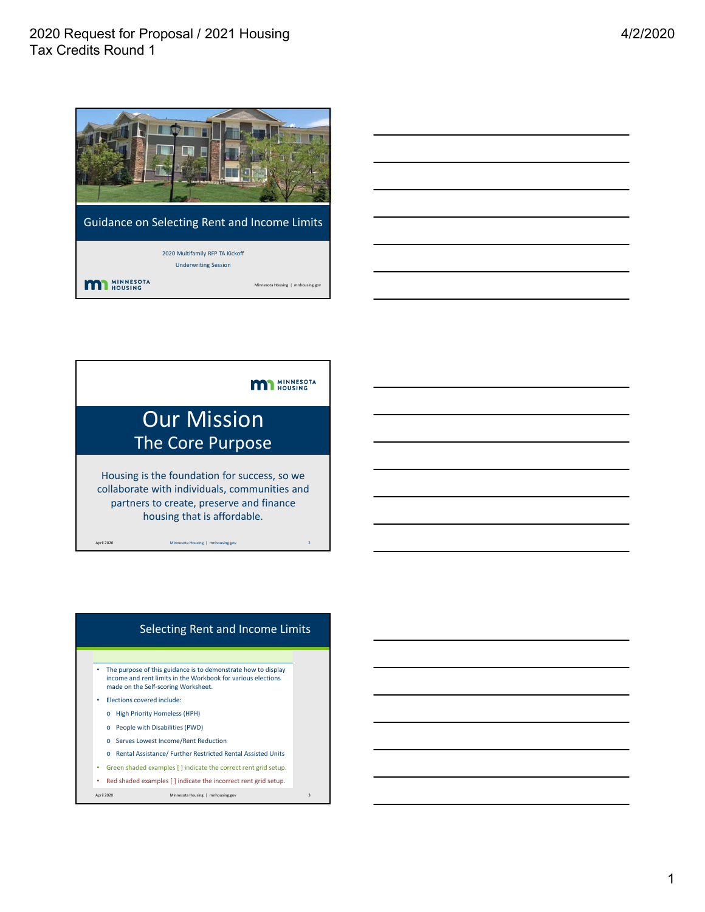# Guidance on Selecting Rent and Income Limits

2020 Multifamily RFP TA Kickoff

Underwriting Session

MINNESOTA HOUSING

Minnesota Housing | mnhousing.gov

---

MINNESOTA HOUSING

# Our Mission

## The Core Purpose

Housing is the foundation for success, so we collaborate with individuals, communities and partners to create, preserve and finance housing that is affordable.

April 2020 Minnesota Housing | mnhousing.gov 2

---

# Selecting Rent and Income Limits

- The purpose of this guidance is to demonstrate how to display income and rent limits in the Workbook for various elections made on the Self-scoring Worksheet.
- Elections covered include:
  - High Priority Homeless (HPH)
  - People with Disabilities (PWD)
  - Serves Lowest Income/Rent Reduction
  - Rental Assistance/ Further Restricted Rental Assisted Units
- Green shaded examples [ ] indicate the correct rent grid setup.
- Red shaded examples [ ] indicate the incorrect rent grid setup.

April 2020 Minnesota Housing | mnhousing.gov 3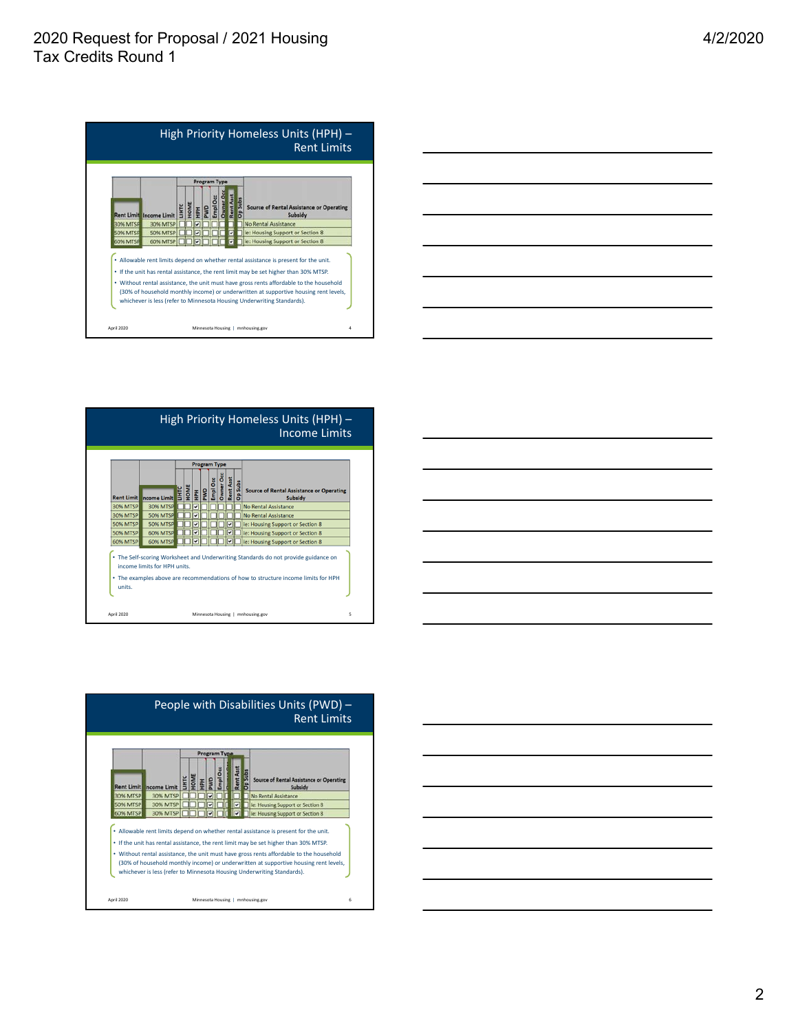## High Priority Homeless Units (HPH) – Rent Limits

| Rent Limit | Income Limit | LIHTC | HOME | HPH | PWD | Empl Occ | Owner Occ | Rent Asst | Op Subs | Source of Rental Assistance or Operating Subsidy |
|---|---|---|---|---|---|---|---|---|---|---|
| 30% MTSP | 30% MTSP | ☐ | ☐ | ☑ | ☐ | ☐ | ☐ | ☐ | ☐ | No Rental Assistance |
| 50% MTSP | 50% MTSP | ☐ | ☐ | ☑ | ☐ | ☐ | ☐ | ☑ | ☐ | ie: Housing Support or Section 8 |
| 60% MTSP | 60% MTSP | ☐ | ☐ | ☑ | ☐ | ☐ | ☐ | ☑ | ☐ | ie: Housing Support or Section 8 |

- Allowable rent limits depend on whether rental assistance is present for the unit.
- If the unit has rental assistance, the rent limit may be set higher than 30% MTSP.
- Without rental assistance, the unit must have gross rents affordable to the household (30% of household monthly income) or underwritten at supportive housing rent levels, whichever is less (refer to Minnesota Housing Underwriting Standards).

## High Priority Homeless Units (HPH) – Income Limits

| Rent Limit | Income Limit | LIHTC | HOME | HPH | PWD | Empl Occ | Owner Occ | Rent Asst | Op Subs | Source of Rental Assistance or Operating Subsidy |
|---|---|---|---|---|---|---|---|---|---|---|
| 30% MTSP | 30% MTSP | ☐ | ☐ | ☑ | ☐ | ☐ | ☐ | ☐ | ☐ | No Rental Assistance |
| 30% MTSP | 50% MTSP | ☐ | ☐ | ☑ | ☐ | ☐ | ☐ | ☐ | ☐ | No Rental Assistance |
| 50% MTSP | 50% MTSP | ☐ | ☐ | ☑ | ☐ | ☐ | ☐ | ☑ | ☐ | ie: Housing Support or Section 8 |
| 50% MTSP | 60% MTSP | ☐ | ☐ | ☑ | ☐ | ☐ | ☐ | ☑ | ☐ | ie: Housing Support or Section 8 |
| 60% MTSP | 60% MTSP | ☐ | ☐ | ☑ | ☐ | ☐ | ☐ | ☑ | ☐ | ie: Housing Support or Section 8 |

- The Self-scoring Worksheet and Underwriting Standards do not provide guidance on income limits for HPH units.
- The examples above are recommendations of how to structure income limits for HPH units.

## People with Disabilities Units (PWD) – Rent Limits

| Rent Limit | Income Limit | LIHTC | HOME | HPH | PWD | Empl Occ | Owner Occ | Rent Asst | Op Subs | Source of Rental Assistance or Operating Subsidy |
|---|---|---|---|---|---|---|---|---|---|---|
| 30% MTSP | 30% MTSP | ☐ | ☐ | ☐ | ☑ | ☐ | ☐ | ☐ | ☐ | No Rental Assistance |
| 50% MTSP | 30% MTSP | ☐ | ☐ | ☐ | ☑ | ☐ | ☐ | ☑ | ☐ | ie: Housing Support or Section 8 |
| 60% MTSP | 30% MTSP | ☐ | ☐ | ☐ | ☑ | ☐ | ☐ | ☑ | ☐ | ie: Housing Support or Section 8 |

- Allowable rent limits depend on whether rental assistance is present for the unit.
- If the unit has rental assistance, the rent limit may be set higher than 30% MTSP.
- Without rental assistance, the unit must have gross rents affordable to the household (30% of household monthly income) or underwritten at supportive housing rent levels, whichever is less (refer to Minnesota Housing Underwriting Standards).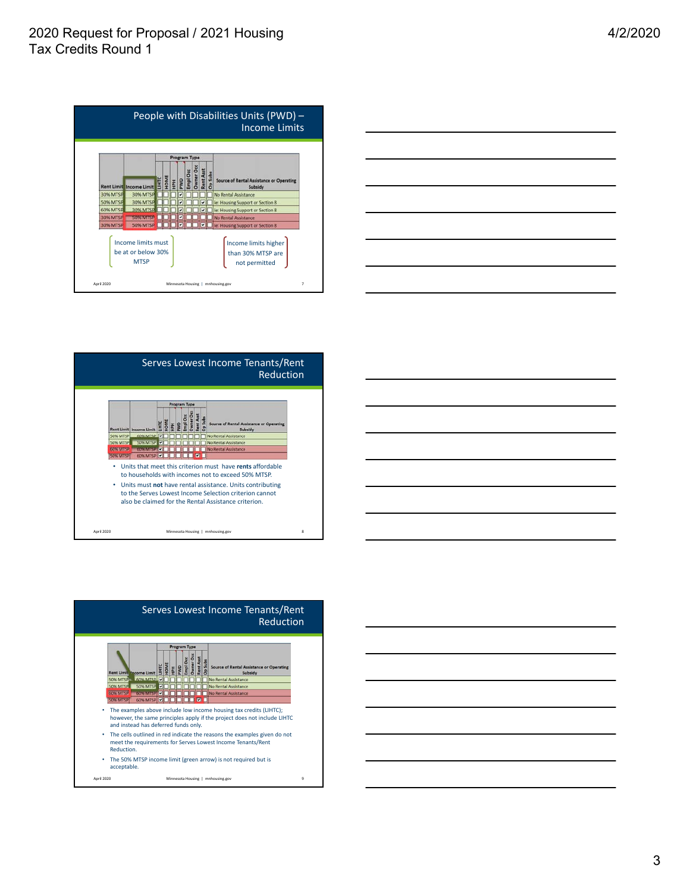## People with Disabilities Units (PWD) – Income Limits

| Rent Limit | Income Limit | LIHTC | HOME | HPH | PWD | Empl Occ | Owner Occ | Rent Asst | Op Subs | Source of Rental Assistance or Operating Subsidy |
|---|---|---|---|---|---|---|---|---|---|---|
| 30% MTSP | 30% MTSP | ☐ | ☐ | ☐ | ☑ | ☐ | ☐ | ☐ | ☐ | No Rental Assistance |
| 50% MTSP | 30% MTSP | ☐ | ☐ | ☐ | ☑ | ☐ | ☐ | ☑ | ☐ | ie: Housing Support or Section 8 |
| 60% MTSP | 30% MTSP | ☐ | ☐ | ☐ | ☑ | ☐ | ☐ | ☑ | ☐ | ie: Housing Support or Section 8 |
| 30% MTSP | 50% MTSP | ☐ | ☐ | ☐ | ☑ | ☐ | ☐ | ☐ | ☐ | No Rental Assistance |
| 30% MTSP | 50% MTSP | ☐ | ☐ | ☐ | ☑ | ☐ | ☐ | ☑ | ☐ | ie: Housing Support or Section 8 |

Income limits must be at or below 30% MTSP

Income limits higher than 30% MTSP are not permitted

April 2020 Minnesota Housing | mnhousing.gov

## Serves Lowest Income Tenants/Rent Reduction

| Rent Limit | Income Limit | LIHTC | HOME | HPH | PWD | Empl Occ | Owner Occ | Rent Asst | Op Subs | Source of Rental Assistance or Operating Subsidy |
|---|---|---|---|---|---|---|---|---|---|---|
| 50% MTSP | 60% MTSP | ☑ | ☐ | ☐ | ☐ | ☐ | ☐ | ☐ | ☐ | No Rental Assistance |
| 50% MTSP | 50% MTSP | ☑ | ☐ | ☐ | ☐ | ☐ | ☐ | ☐ | ☐ | No Rental Assistance |
| 60% MTSP | 60% MTSP | ☑ | ☐ | ☐ | ☐ | ☐ | ☐ | ☐ | ☐ | No Rental Assistance |
| 50% MTSP | 60% MTSP | ☑ | ☐ | ☐ | ☐ | ☐ | ☐ | ☑ | ☐ | |

- Units that meet this criterion must have **rents** affordable to households with incomes not to exceed 50% MTSP.
- Units must **not** have rental assistance. Units contributing to the Serves Lowest Income Selection criterion cannot also be claimed for the Rental Assistance criterion.

April 2020 Minnesota Housing | mnhousing.gov

## Serves Lowest Income Tenants/Rent Reduction

| Rent Limit | Income Limit | LIHTC | HOME | HPH | PWD | Empl Occ | Owner Occ | Rent Asst | Op Subs | Source of Rental Assistance or Operating Subsidy |
|---|---|---|---|---|---|---|---|---|---|---|
| 50% MTSP | 60% MTSP | ☑ | ☐ | ☐ | ☐ | ☐ | ☐ | ☐ | ☐ | No Rental Assistance |
| 50% MTSP | 50% MTSP | ☑ | ☐ | ☐ | ☐ | ☐ | ☐ | ☐ | ☐ | No Rental Assistance |
| 60% MTSP | 60% MTSP | ☑ | ☐ | ☐ | ☐ | ☐ | ☐ | ☐ | ☐ | No Rental Assistance |
| 50% MTSP | 60% MTSP | ☑ | ☐ | ☐ | ☐ | ☐ | ☐ | ☑ | ☐ | |

- The examples above include low income housing tax credits (LIHTC); however, the same principles apply if the project does not include LIHTC and instead has deferred funds only.
- The cells outlined in red indicate the reasons the examples given do not meet the requirements for Serves Lowest Income Tenants/Rent Reduction.
- The 50% MTSP income limit (green arrow) is not required but is acceptable.

April 2020 Minnesota Housing | mnhousing.gov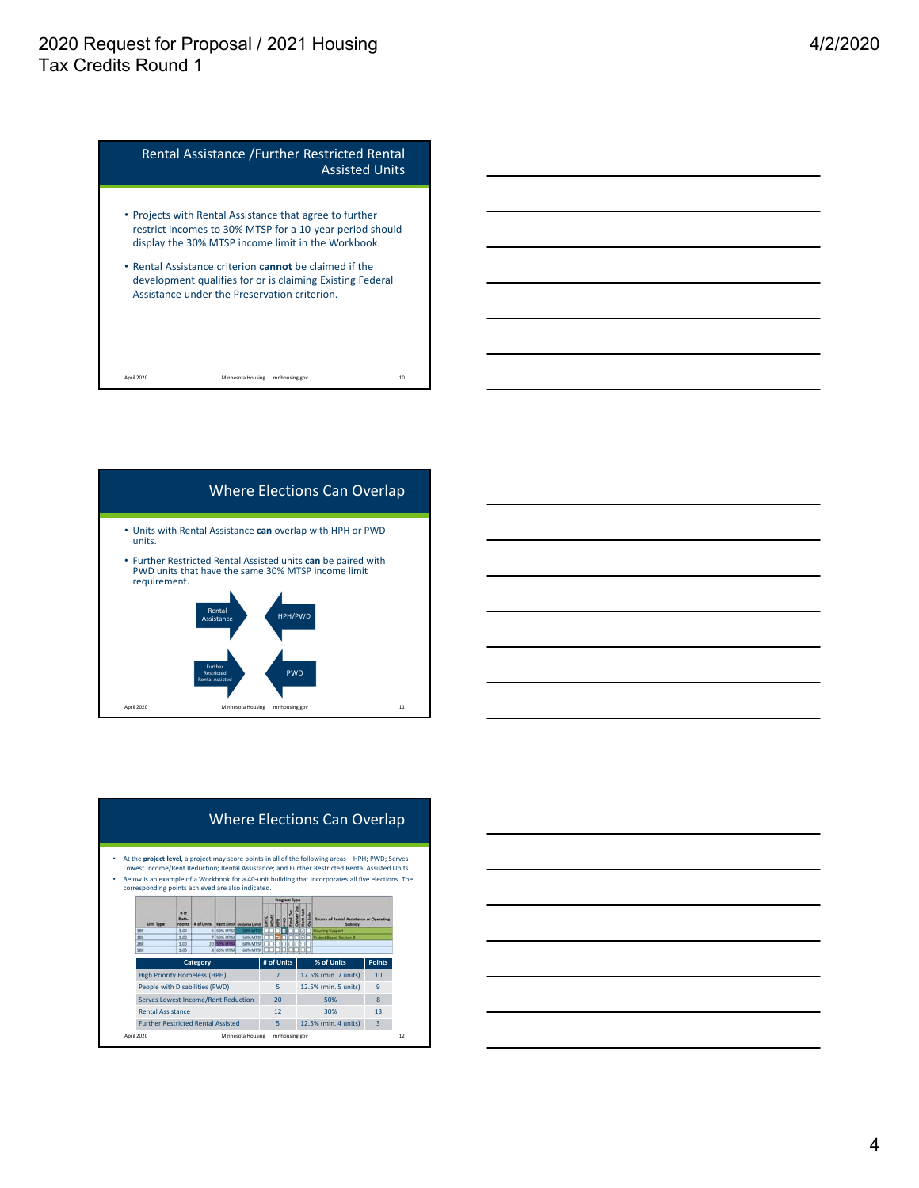## Rental Assistance /Further Restricted Rental Assisted Units

- Projects with Rental Assistance that agree to further restrict incomes to 30% MTSP for a 10-year period should display the 30% MTSP income limit in the Workbook.
- Rental Assistance criterion **cannot** be claimed if the development qualifies for or is claiming Existing Federal Assistance under the Preservation criterion.

## Where Elections Can Overlap

- Units with Rental Assistance **can** overlap with HPH or PWD units.
- Further Restricted Rental Assisted units **can** be paired with PWD units that have the same 30% MTSP income limit requirement.

Rental Assistance → ← HPH/PWD

Further Restricted Rental Assisted → ← PWD

## Where Elections Can Overlap

- At the **project level**, a project may score points in all of the following areas – HPH; PWD; Serves Lowest Income/Rent Reduction; Rental Assistance; and Further Restricted Rental Assisted Units.
- Below is an example of a Workbook for a 40-unit building that incorporates all five elections. The corresponding points achieved are also indicated.

| Unit Type | # of Bathrooms | # of Units | Rent Limit | Income Limit | Source of Rental Assistance or Operating Subsidy |
|---|---|---|---|---|---|
| 1BR | 1.00 | 5 | 50% MTSP | 30% MTSP | Housing Support |
| 1BR | 1.00 | 7 | 50% MTSP | 50% MTSP | Project Based Section 8 |
| 2BR | 1.00 | 20 | 50% MTSP | 60% MTSP | |
| 1BR | 1.00 | 8 | 60% MTSP | 60% MTSP | |

| Category | # of Units | % of Units | Points |
|---|---|---|---|
| High Priority Homeless (HPH) | 7 | 17.5% (min. 7 units) | 10 |
| People with Disabilities (PWD) | 5 | 12.5% (min. 5 units) | 9 |
| Serves Lowest Income/Rent Reduction | 20 | 50% | 8 |
| Rental Assistance | 12 | 30% | 13 |
| Further Restricted Rental Assisted | 5 | 12.5% (min. 4 units) | 3 |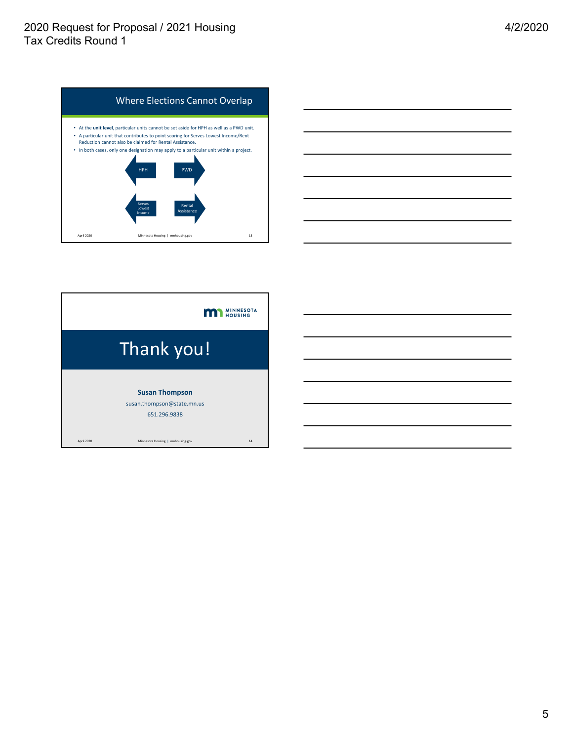## Where Elections Cannot Overlap

- At the **unit level**, particular units cannot be set aside for HPH as well as a PWD unit.
- A particular unit that contributes to point scoring for Serves Lowest Income/Rent Reduction cannot also be claimed for Rental Assistance.
- In both cases, only one designation may apply to a particular unit within a project.

HPH

PWD

Serves Lowest Income

Rental Assistance

April 2020 Minnesota Housing | mnhousing.gov 13

---

MINNESOTA HOUSING

# Thank you!

**Susan Thompson**

susan.thompson@state.mn.us

651.296.9838

April 2020 Minnesota Housing | mnhousing.gov 14